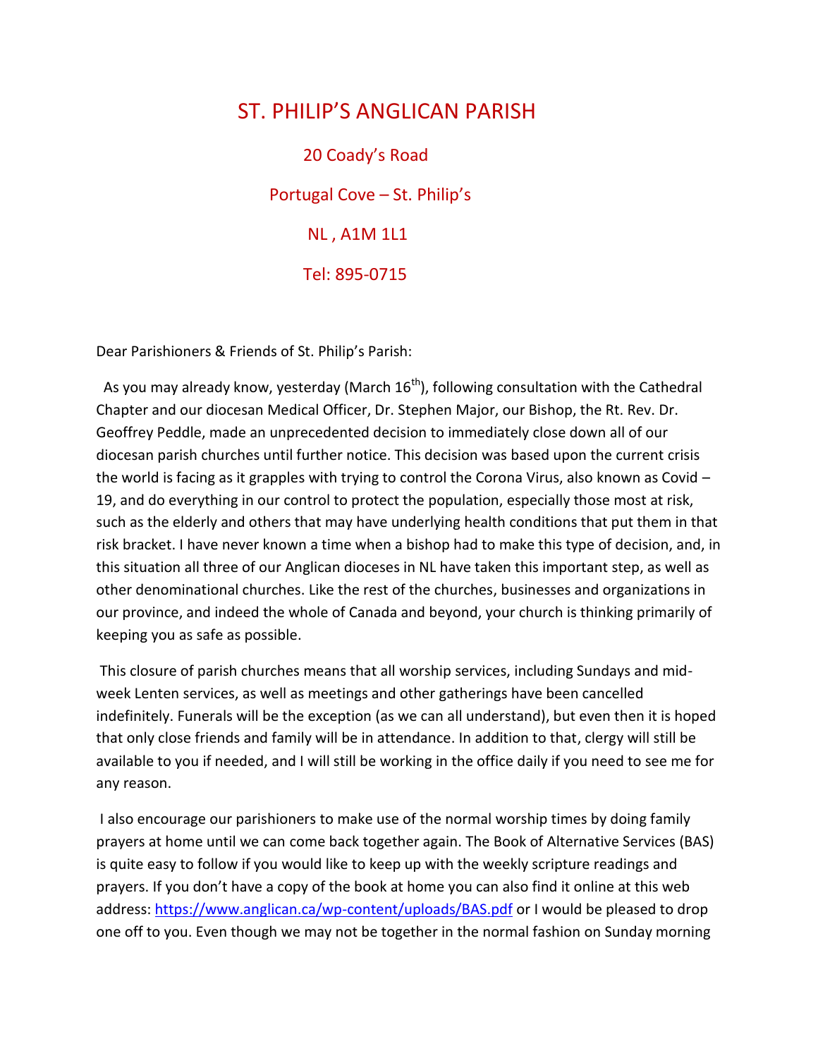# ST. PHILIP'S ANGLICAN PARISH

20 Coady's Road

Portugal Cove – St. Philip's

NL , A1M 1L1

Tel: 895-0715

Dear Parishioners & Friends of St. Philip's Parish:

As you may already know, yesterday (March 16th), following consultation with the Cathedral Chapter and our diocesan Medical Officer, Dr. Stephen Major, our Bishop, the Rt. Rev. Dr. Geoffrey Peddle, made an unprecedented decision to immediately close down all of our diocesan parish churches until further notice. This decision was based upon the current crisis the world is facing as it grapples with trying to control the Corona Virus, also known as Covid – 19, and do everything in our control to protect the population, especially those most at risk, such as the elderly and others that may have underlying health conditions that put them in that risk bracket. I have never known a time when a bishop had to make this type of decision, and, in this situation all three of our Anglican dioceses in NL have taken this important step, as well as other denominational churches. Like the rest of the churches, businesses and organizations in our province, and indeed the whole of Canada and beyond, your church is thinking primarily of keeping you as safe as possible.

This closure of parish churches means that all worship services, including Sundays and mid-week Lenten services, as well as meetings and other gatherings have been cancelled indefinitely. Funerals will be the exception (as we can all understand), but even then it is hoped that only close friends and family will be in attendance. In addition to that, clergy will still be available to you if needed, and I will still be working in the office daily if you need to see me for any reason.

I also encourage our parishioners to make use of the normal worship times by doing family prayers at home until we can come back together again. The Book of Alternative Services (BAS) is quite easy to follow if you would like to keep up with the weekly scripture readings and prayers. If you don't have a copy of the book at home you can also find it online at this web address: https://www.anglican.ca/wp-content/uploads/BAS.pdf or I would be pleased to drop one off to you. Even though we may not be together in the normal fashion on Sunday morning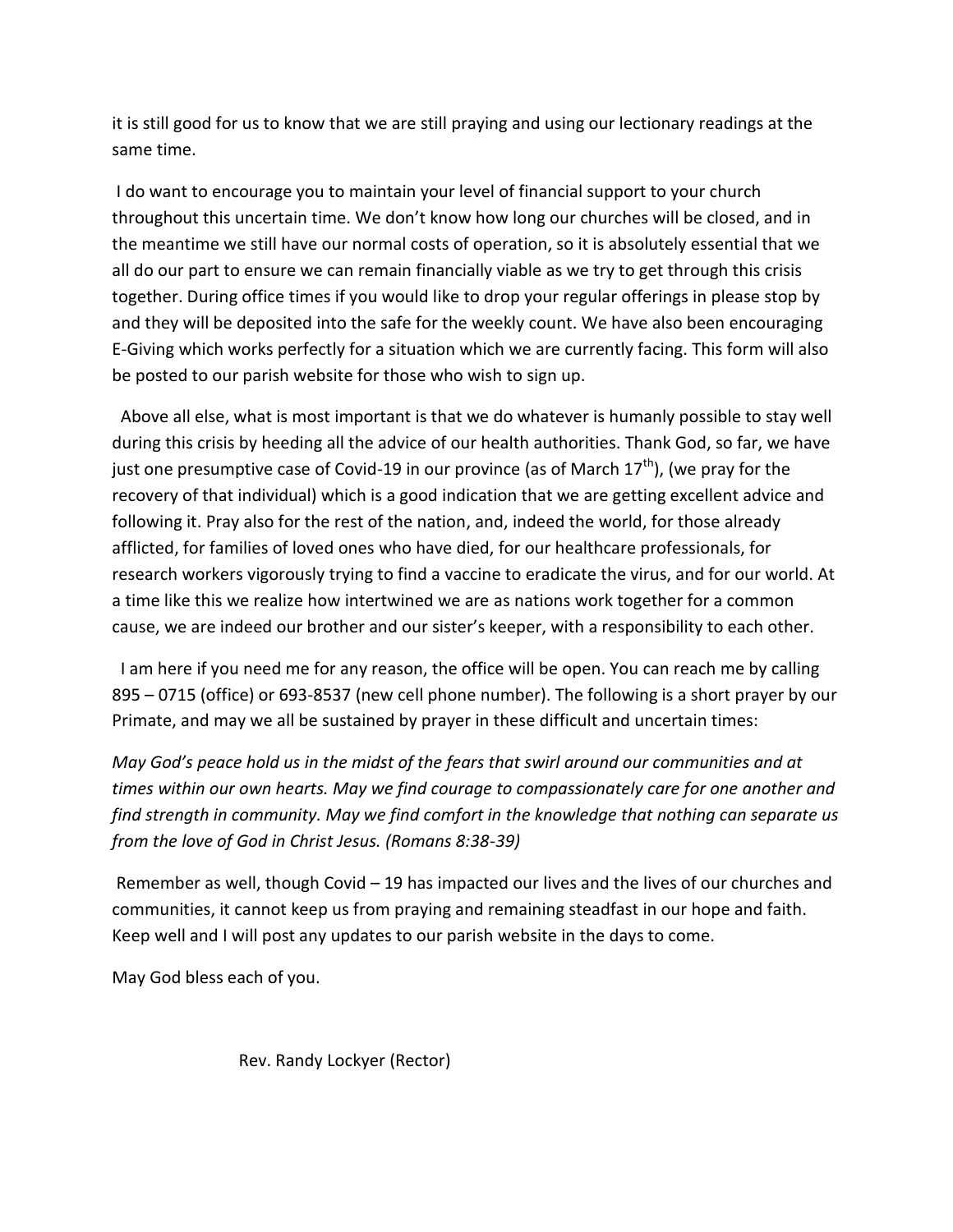it is still good for us to know that we are still praying and using our lectionary readings at the same time.

I do want to encourage you to maintain your level of financial support to your church throughout this uncertain time. We don't know how long our churches will be closed, and in the meantime we still have our normal costs of operation, so it is absolutely essential that we all do our part to ensure we can remain financially viable as we try to get through this crisis together. During office times if you would like to drop your regular offerings in please stop by and they will be deposited into the safe for the weekly count. We have also been encouraging E-Giving which works perfectly for a situation which we are currently facing. This form will also be posted to our parish website for those who wish to sign up.

Above all else, what is most important is that we do whatever is humanly possible to stay well during this crisis by heeding all the advice of our health authorities. Thank God, so far, we have just one presumptive case of Covid-19 in our province (as of March 17th), (we pray for the recovery of that individual) which is a good indication that we are getting excellent advice and following it. Pray also for the rest of the nation, and, indeed the world, for those already afflicted, for families of loved ones who have died, for our healthcare professionals, for research workers vigorously trying to find a vaccine to eradicate the virus, and for our world. At a time like this we realize how intertwined we are as nations work together for a common cause, we are indeed our brother and our sister's keeper, with a responsibility to each other.

I am here if you need me for any reason, the office will be open. You can reach me by calling 895 – 0715 (office) or 693-8537 (new cell phone number). The following is a short prayer by our Primate, and may we all be sustained by prayer in these difficult and uncertain times:

*May God's peace hold us in the midst of the fears that swirl around our communities and at times within our own hearts. May we find courage to compassionately care for one another and find strength in community. May we find comfort in the knowledge that nothing can separate us from the love of God in Christ Jesus. (Romans 8:38-39)*

Remember as well, though Covid – 19 has impacted our lives and the lives of our churches and communities, it cannot keep us from praying and remaining steadfast in our hope and faith. Keep well and I will post any updates to our parish website in the days to come.

May God bless each of you.

Rev. Randy Lockyer (Rector)